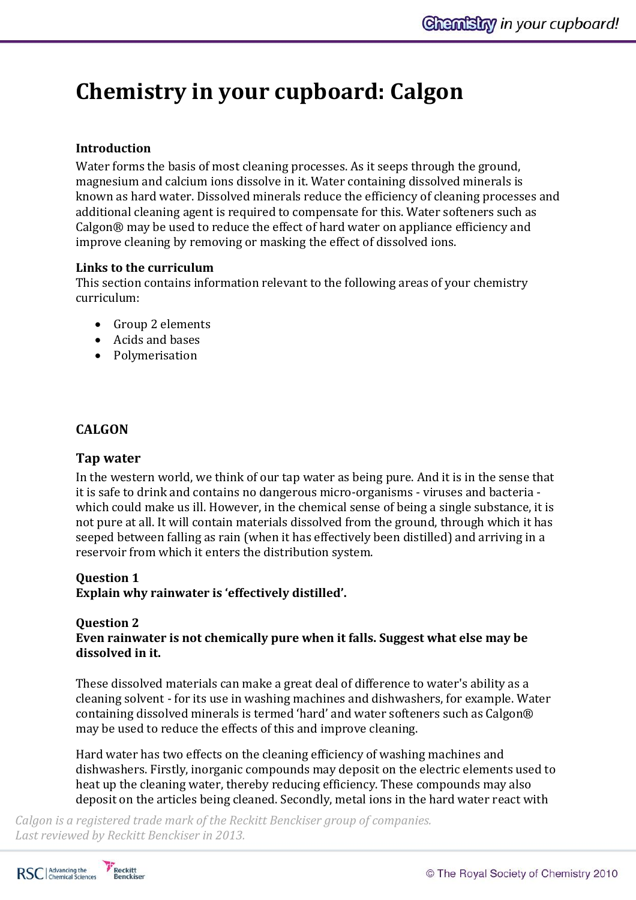# Chemistry in your cupboard: Calgon

**Introduction**

Water forms the basis of most cleaning processes. As it seeps through the ground, magnesium and calcium ions dissolve in it. Water containing dissolved minerals is known as hard water. Dissolved minerals reduce the efficiency of cleaning processes and additional cleaning agent is required to compensate for this. Water softeners such as Calgon® may be used to reduce the effect of hard water on appliance efficiency and improve cleaning by removing or masking the effect of dissolved ions.

**Links to the curriculum**

This section contains information relevant to the following areas of your chemistry curriculum:

- Group 2 elements
- Acids and bases
- Polymerisation

**CALGON**

## Tap water

In the western world, we think of our tap water as being pure. And it is in the sense that it is safe to drink and contains no dangerous micro-organisms - viruses and bacteria - which could make us ill. However, in the chemical sense of being a single substance, it is not pure at all. It will contain materials dissolved from the ground, through which it has seeped between falling as rain (when it has effectively been distilled) and arriving in a reservoir from which it enters the distribution system.

**Question 1**

**Explain why rainwater is 'effectively distilled'.**

**Question 2**

**Even rainwater is not chemically pure when it falls. Suggest what else may be dissolved in it.**

These dissolved materials can make a great deal of difference to water's ability as a cleaning solvent - for its use in washing machines and dishwashers, for example. Water containing dissolved minerals is termed 'hard' and water softeners such as Calgon® may be used to reduce the effects of this and improve cleaning.

Hard water has two effects on the cleaning efficiency of washing machines and dishwashers. Firstly, inorganic compounds may deposit on the electric elements used to heat up the cleaning water, thereby reducing efficiency. These compounds may also deposit on the articles being cleaned. Secondly, metal ions in the hard water react with

*Calgon is a registered trade mark of the Reckitt Benckiser group of companies.*
*Last reviewed by Reckitt Benckiser in 2013.*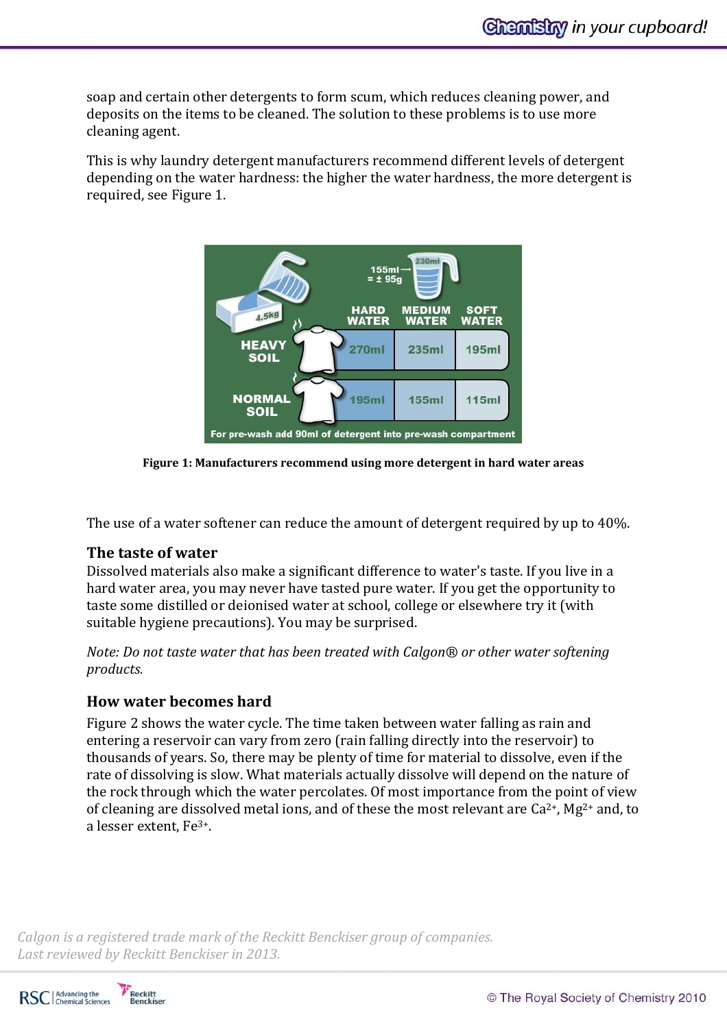soap and certain other detergents to form scum, which reduces cleaning power, and deposits on the items to be cleaned. The solution to these problems is to use more cleaning agent.

This is why laundry detergent manufacturers recommend different levels of detergent depending on the water hardness: the higher the water hardness, the more detergent is required, see Figure 1.

4.5kg

155ml → = ± 95g (230ml)

| | HARD WATER | MEDIUM WATER | SOFT WATER |
| --- | --- | --- | --- |
| HEAVY SOIL | 270ml | 235ml | 195ml |
| NORMAL SOIL | 195ml | 155ml | 115ml |

For pre-wash add 90ml of detergent into pre-wash compartment

**Figure 1: Manufacturers recommend using more detergent in hard water areas**

The use of a water softener can reduce the amount of detergent required by up to 40%.

### The taste of water

Dissolved materials also make a significant difference to water's taste. If you live in a hard water area, you may never have tasted pure water. If you get the opportunity to taste some distilled or deionised water at school, college or elsewhere try it (with suitable hygiene precautions). You may be surprised.

*Note: Do not taste water that has been treated with Calgon® or other water softening products.*

### How water becomes hard

Figure 2 shows the water cycle. The time taken between water falling as rain and entering a reservoir can vary from zero (rain falling directly into the reservoir) to thousands of years. So, there may be plenty of time for material to dissolve, even if the rate of dissolving is slow. What materials actually dissolve will depend on the nature of the rock through which the water percolates. Of most importance from the point of view of cleaning are dissolved metal ions, and of these the most relevant are $Ca^{2+}$, $Mg^{2+}$ and, to a lesser extent, $Fe^{3+}$.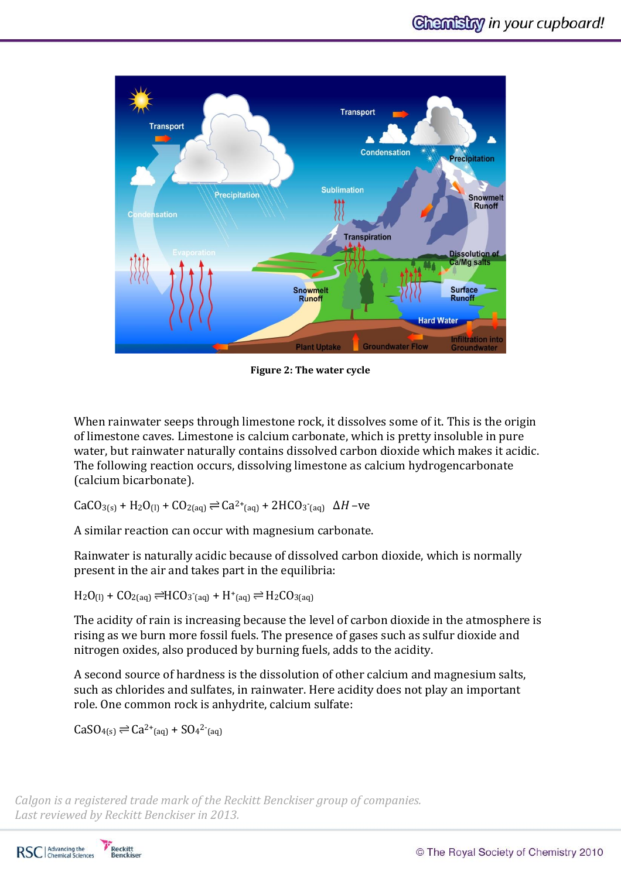**Figure 2: The water cycle**

When rainwater seeps through limestone rock, it dissolves some of it. This is the origin of limestone caves. Limestone is calcium carbonate, which is pretty insoluble in pure water, but rainwater naturally contains dissolved carbon dioxide which makes it acidic. The following reaction occurs, dissolving limestone as calcium hydrogencarbonate (calcium bicarbonate).

$$CaCO_{3(s)} + H_2O_{(l)} + CO_{2(aq)} \rightleftharpoons Ca^{2+}_{(aq)} + 2HCO_3^-{}_{(aq)} \quad \Delta H \text{ –ve}$$

A similar reaction can occur with magnesium carbonate.

Rainwater is naturally acidic because of dissolved carbon dioxide, which is normally present in the air and takes part in the equilibria:

$$H_2O_{(l)} + CO_{2(aq)} \rightleftharpoons HCO_3^-{}_{(aq)} + H^+{}_{(aq)} \rightleftharpoons H_2CO_{3(aq)}$$

The acidity of rain is increasing because the level of carbon dioxide in the atmosphere is rising as we burn more fossil fuels. The presence of gases such as sulfur dioxide and nitrogen oxides, also produced by burning fuels, adds to the acidity.

A second source of hardness is the dissolution of other calcium and magnesium salts, such as chlorides and sulfates, in rainwater. Here acidity does not play an important role. One common rock is anhydrite, calcium sulfate:

$$CaSO_{4(s)} \rightleftharpoons Ca^{2+}_{(aq)} + SO_4^{2-}{}_{(aq)}$$

*Calgon is a registered trade mark of the Reckitt Benckiser group of companies.*
*Last reviewed by Reckitt Benckiser in 2013.*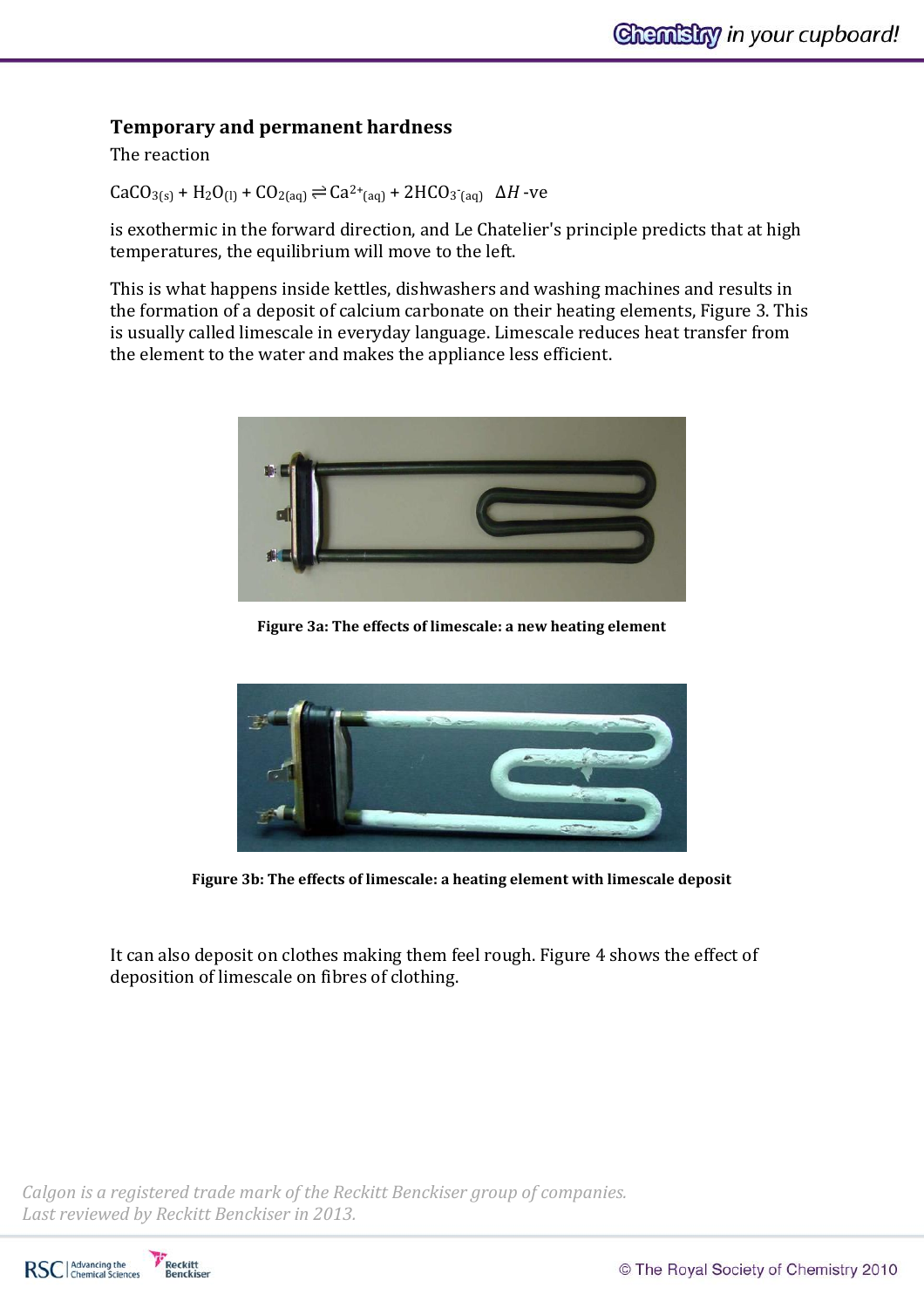## Temporary and permanent hardness

The reaction

$CaCO_{3(s)} + H_2O_{(l)} + CO_{2(aq)} \rightleftharpoons Ca^{2+}_{(aq)} + 2HCO_3^-{}_{(aq)}$   $\Delta H$ -ve

is exothermic in the forward direction, and Le Chatelier's principle predicts that at high temperatures, the equilibrium will move to the left.

This is what happens inside kettles, dishwashers and washing machines and results in the formation of a deposit of calcium carbonate on their heating elements, Figure 3. This is usually called limescale in everyday language. Limescale reduces heat transfer from the element to the water and makes the appliance less efficient.

**Figure 3a: The effects of limescale: a new heating element**

**Figure 3b: The effects of limescale: a heating element with limescale deposit**

It can also deposit on clothes making them feel rough. Figure 4 shows the effect of deposition of limescale on fibres of clothing.

*Calgon is a registered trade mark of the Reckitt Benckiser group of companies.*
*Last reviewed by Reckitt Benckiser in 2013.*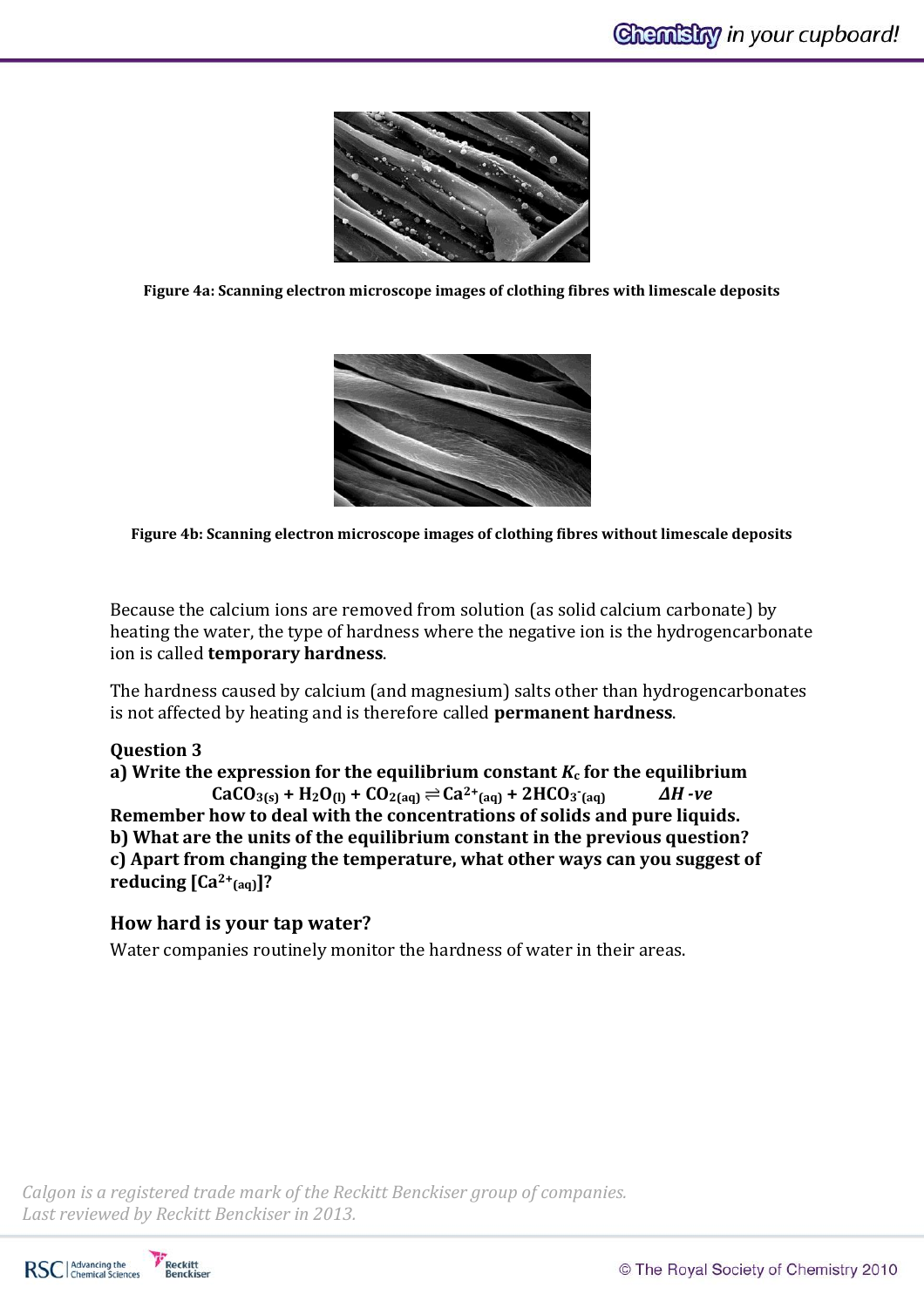Figure 4a: Scanning electron microscope images of clothing fibres with limescale deposits

Figure 4b: Scanning electron microscope images of clothing fibres without limescale deposits

Because the calcium ions are removed from solution (as solid calcium carbonate) by heating the water, the type of hardness where the negative ion is the hydrogencarbonate ion is called **temporary hardness**.

The hardness caused by calcium (and magnesium) salts other than hydrogencarbonates is not affected by heating and is therefore called **permanent hardness**.

**Question 3**

**a) Write the expression for the equilibrium constant $K_c$ for the equilibrium**

$$CaCO_{3(s)} + H_2O_{(l)} + CO_{2(aq)} \rightleftharpoons Ca^{2+}_{(aq)} + 2HCO_3^-{}_{(aq)} \qquad \Delta H \text{ -ve}$$

**Remember how to deal with the concentrations of solids and pure liquids.**

**b) What are the units of the equilibrium constant in the previous question?**

**c) Apart from changing the temperature, what other ways can you suggest of reducing $[Ca^{2+}_{(aq)}]$?**

## How hard is your tap water?

Water companies routinely monitor the hardness of water in their areas.

*Calgon is a registered trade mark of the Reckitt Benckiser group of companies.*
*Last reviewed by Reckitt Benckiser in 2013.*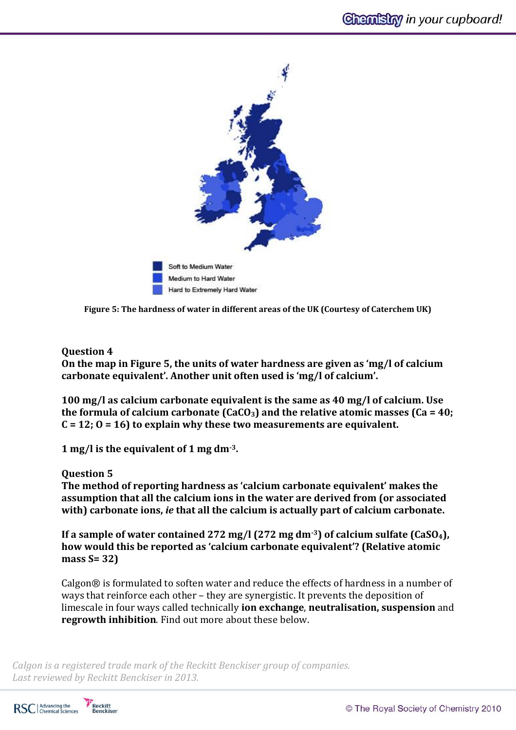Soft to Medium Water

Medium to Hard Water

Hard to Extremely Hard Water

**Figure 5: The hardness of water in different areas of the UK (Courtesy of Caterchem UK)**

**Question 4**

**On the map in Figure 5, the units of water hardness are given as 'mg/l of calcium carbonate equivalent'. Another unit often used is 'mg/l of calcium'.**

**100 mg/l as calcium carbonate equivalent is the same as 40 mg/l of calcium. Use the formula of calcium carbonate ($CaCO_3$) and the relative atomic masses (Ca = 40; C = 12; O = 16) to explain why these two measurements are equivalent.**

**1 mg/l is the equivalent of 1 mg $dm^{-3}$.**

**Question 5**

**The method of reporting hardness as 'calcium carbonate equivalent' makes the assumption that all the calcium ions in the water are derived from (or associated with) carbonate ions, *ie* that all the calcium is actually part of calcium carbonate.**

**If a sample of water contained 272 mg/l (272 mg $dm^{-3}$) of calcium sulfate ($CaSO_4$), how would this be reported as 'calcium carbonate equivalent'? (Relative atomic mass S= 32)**

Calgon® is formulated to soften water and reduce the effects of hardness in a number of ways that reinforce each other – they are synergistic. It prevents the deposition of limescale in four ways called technically **ion exchange**, **neutralisation, suspension** and **regrowth inhibition**. Find out more about these below.

*Calgon is a registered trade mark of the Reckitt Benckiser group of companies.*
*Last reviewed by Reckitt Benckiser in 2013.*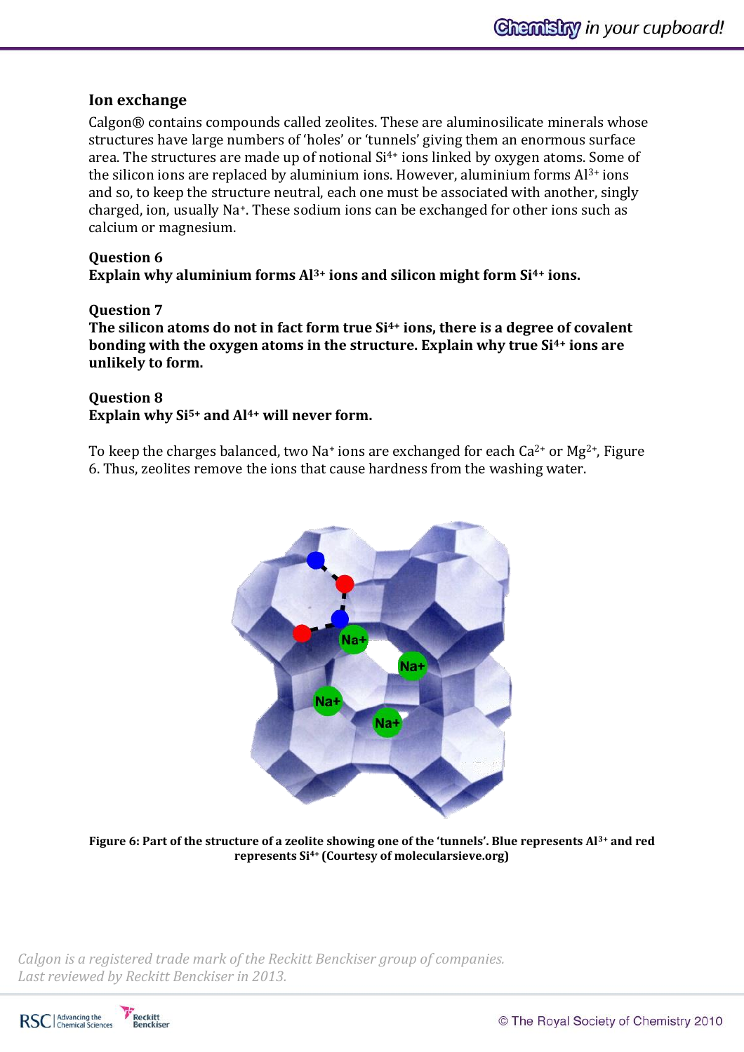## Ion exchange

Calgon® contains compounds called zeolites. These are aluminosilicate minerals whose structures have large numbers of 'holes' or 'tunnels' giving them an enormous surface area. The structures are made up of notional $Si^{4+}$ ions linked by oxygen atoms. Some of the silicon ions are replaced by aluminium ions. However, aluminium forms $Al^{3+}$ ions and so, to keep the structure neutral, each one must be associated with another, singly charged, ion, usually $Na^{+}$. These sodium ions can be exchanged for other ions such as calcium or magnesium.

**Question 6**
**Explain why aluminium forms $Al^{3+}$ ions and silicon might form $Si^{4+}$ ions.**

**Question 7**
**The silicon atoms do not in fact form true $Si^{4+}$ ions, there is a degree of covalent bonding with the oxygen atoms in the structure. Explain why true $Si^{4+}$ ions are unlikely to form.**

**Question 8**
**Explain why $Si^{5+}$ and $Al^{4+}$ will never form.**

To keep the charges balanced, two $Na^{+}$ ions are exchanged for each $Ca^{2+}$ or $Mg^{2+}$, Figure 6. Thus, zeolites remove the ions that cause hardness from the washing water.

**Figure 6: Part of the structure of a zeolite showing one of the 'tunnels'. Blue represents $Al^{3+}$ and red represents $Si^{4+}$ (Courtesy of molecularsieve.org)**

*Calgon is a registered trade mark of the Reckitt Benckiser group of companies.*
*Last reviewed by Reckitt Benckiser in 2013.*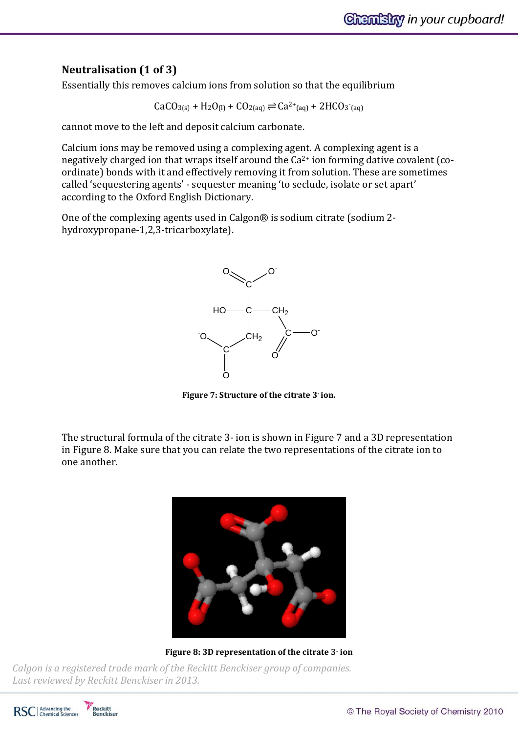## Neutralisation (1 of 3)

Essentially this removes calcium ions from solution so that the equilibrium

$$CaCO_{3(s)} + H_2O_{(l)} + CO_{2(aq)} \rightleftharpoons Ca^{2+}_{(aq)} + 2HCO_3^-{}_{(aq)}$$

cannot move to the left and deposit calcium carbonate.

Calcium ions may be removed using a complexing agent. A complexing agent is a negatively charged ion that wraps itself around the $Ca^{2+}$ ion forming dative covalent (co-ordinate) bonds with it and effectively removing it from solution. These are sometimes called 'sequestering agents' - sequester meaning 'to seclude, isolate or set apart' according to the Oxford English Dictionary.

One of the complexing agents used in Calgon® is sodium citrate (sodium 2-hydroxypropane-1,2,3-tricarboxylate).

**Figure 7: Structure of the citrate 3⁻ ion.**

The structural formula of the citrate 3- ion is shown in Figure 7 and a 3D representation in Figure 8. Make sure that you can relate the two representations of the citrate ion to one another.

**Figure 8: 3D representation of the citrate 3⁻ ion**

*Calgon is a registered trade mark of the Reckitt Benckiser group of companies.*
*Last reviewed by Reckitt Benckiser in 2013.*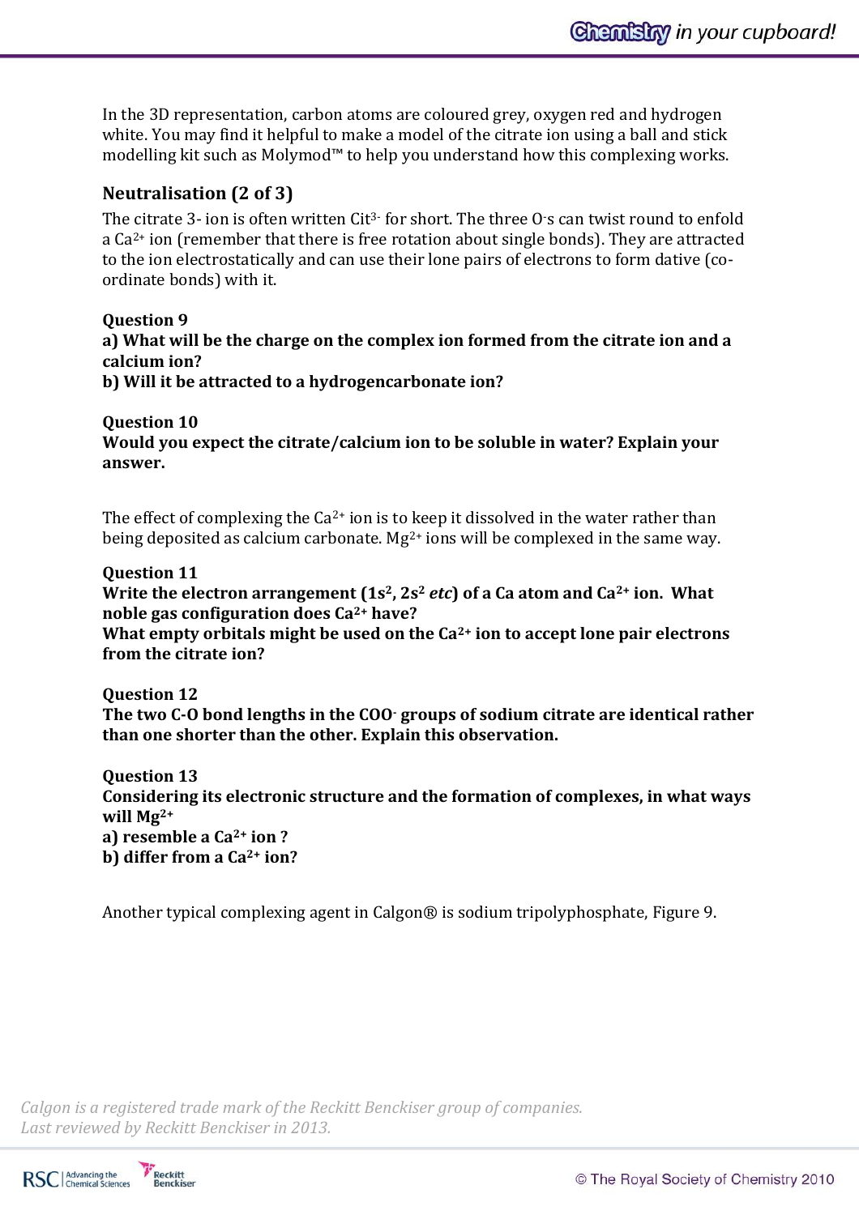In the 3D representation, carbon atoms are coloured grey, oxygen red and hydrogen white. You may find it helpful to make a model of the citrate ion using a ball and stick modelling kit such as Molymod™ to help you understand how this complexing works.

## Neutralisation (2 of 3)

The citrate 3- ion is often written $Cit^{3-}$ for short. The three $O^-$s can twist round to enfold a $Ca^{2+}$ ion (remember that there is free rotation about single bonds). They are attracted to the ion electrostatically and can use their lone pairs of electrons to form dative (co-ordinate bonds) with it.

**Question 9**

**a) What will be the charge on the complex ion formed from the citrate ion and a calcium ion?**

**b) Will it be attracted to a hydrogencarbonate ion?**

**Question 10**

**Would you expect the citrate/calcium ion to be soluble in water? Explain your answer.**

The effect of complexing the $Ca^{2+}$ ion is to keep it dissolved in the water rather than being deposited as calcium carbonate. $Mg^{2+}$ ions will be complexed in the same way.

**Question 11**

**Write the electron arrangement ($1s^2$, $2s^2$ *etc*) of a Ca atom and $Ca^{2+}$ ion. What noble gas configuration does $Ca^{2+}$ have?**

**What empty orbitals might be used on the $Ca^{2+}$ ion to accept lone pair electrons from the citrate ion?**

**Question 12**

**The two C-O bond lengths in the $COO^-$ groups of sodium citrate are identical rather than one shorter than the other. Explain this observation.**

**Question 13**

**Considering its electronic structure and the formation of complexes, in what ways will $Mg^{2+}$**

**a) resemble a $Ca^{2+}$ ion ?**

**b) differ from a $Ca^{2+}$ ion?**

Another typical complexing agent in Calgon® is sodium tripolyphosphate, Figure 9.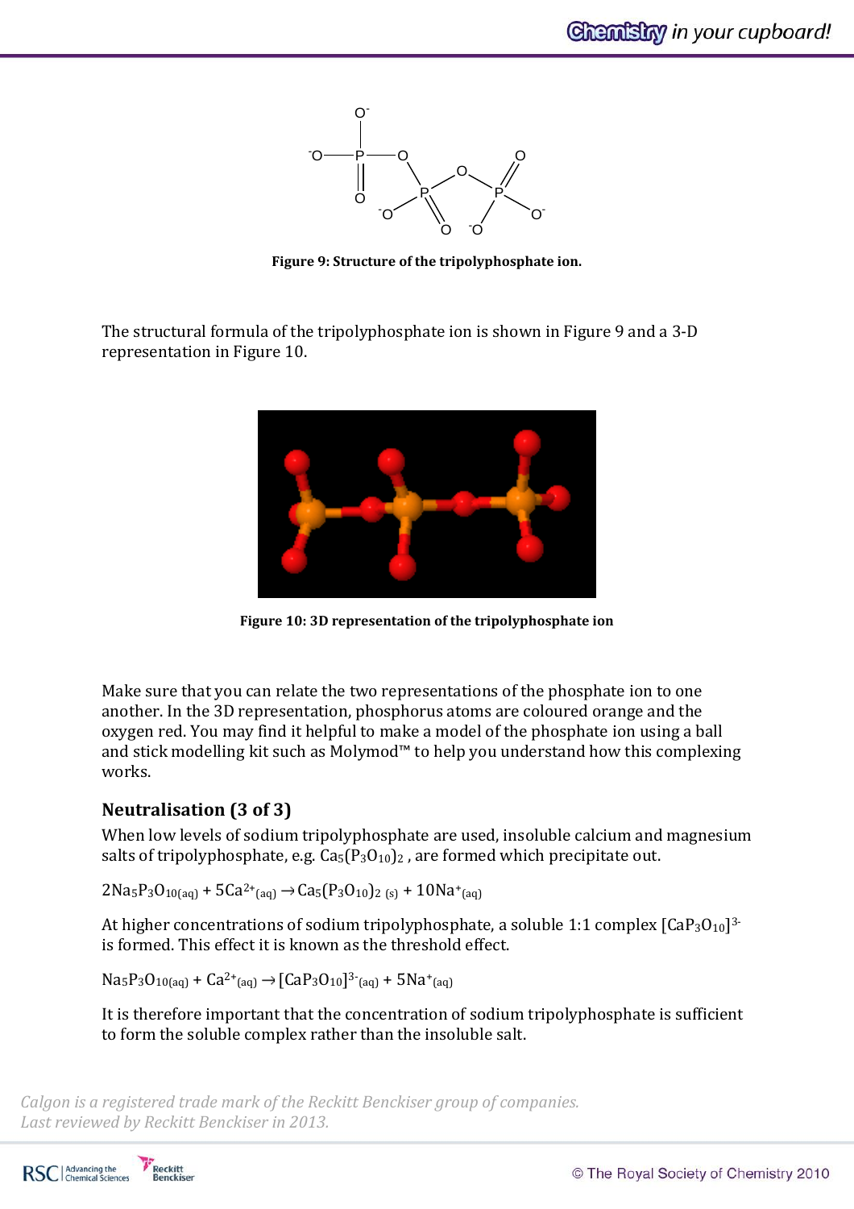Figure 9: Structure of the tripolyphosphate ion.

The structural formula of the tripolyphosphate ion is shown in Figure 9 and a 3-D representation in Figure 10.

Figure 10: 3D representation of the tripolyphosphate ion

Make sure that you can relate the two representations of the phosphate ion to one another. In the 3D representation, phosphorus atoms are coloured orange and the oxygen red. You may find it helpful to make a model of the phosphate ion using a ball and stick modelling kit such as Molymod™ to help you understand how this complexing works.

## Neutralisation (3 of 3)

When low levels of sodium tripolyphosphate are used, insoluble calcium and magnesium salts of tripolyphosphate, e.g. $Ca_5(P_3O_{10})_2$ , are formed which precipitate out.

$$2Na_5P_3O_{10(aq)} + 5Ca^{2+}_{(aq)} \rightarrow Ca_5(P_3O_{10})_{2\ (s)} + 10Na^{+}_{(aq)}$$

At higher concentrations of sodium tripolyphosphate, a soluble 1:1 complex $[CaP_3O_{10}]^{3-}$ is formed. This effect it is known as the threshold effect.

$$Na_5P_3O_{10(aq)} + Ca^{2+}_{(aq)} \rightarrow [CaP_3O_{10}]^{3-}_{(aq)} + 5Na^{+}_{(aq)}$$

It is therefore important that the concentration of sodium tripolyphosphate is sufficient to form the soluble complex rather than the insoluble salt.

*Calgon is a registered trade mark of the Reckitt Benckiser group of companies.*
*Last reviewed by Reckitt Benckiser in 2013.*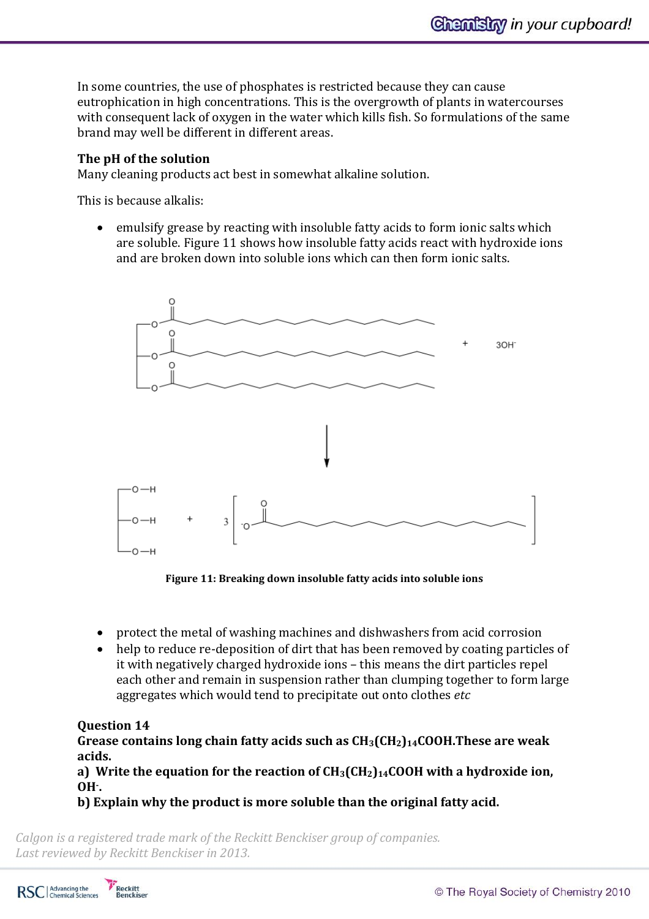In some countries, the use of phosphates is restricted because they can cause eutrophication in high concentrations. This is the overgrowth of plants in watercourses with consequent lack of oxygen in the water which kills fish. So formulations of the same brand may well be different in different areas.

**The pH of the solution**

Many cleaning products act best in somewhat alkaline solution.

This is because alkalis:

- emulsify grease by reacting with insoluble fatty acids to form ionic salts which are soluble. Figure 11 shows how insoluble fatty acids react with hydroxide ions and are broken down into soluble ions which can then form ionic salts.

**Figure 11: Breaking down insoluble fatty acids into soluble ions**

- protect the metal of washing machines and dishwashers from acid corrosion
- help to reduce re-deposition of dirt that has been removed by coating particles of it with negatively charged hydroxide ions – this means the dirt particles repel each other and remain in suspension rather than clumping together to form large aggregates which would tend to precipitate out onto clothes *etc*

**Question 14**

**Grease contains long chain fatty acids such as $CH_3(CH_2)_{14}COOH$. These are weak acids.**

**a) Write the equation for the reaction of $CH_3(CH_2)_{14}COOH$ with a hydroxide ion, $OH^-$.**

**b) Explain why the product is more soluble than the original fatty acid.**

*Calgon is a registered trade mark of the Reckitt Benckiser group of companies.*
*Last reviewed by Reckitt Benckiser in 2013.*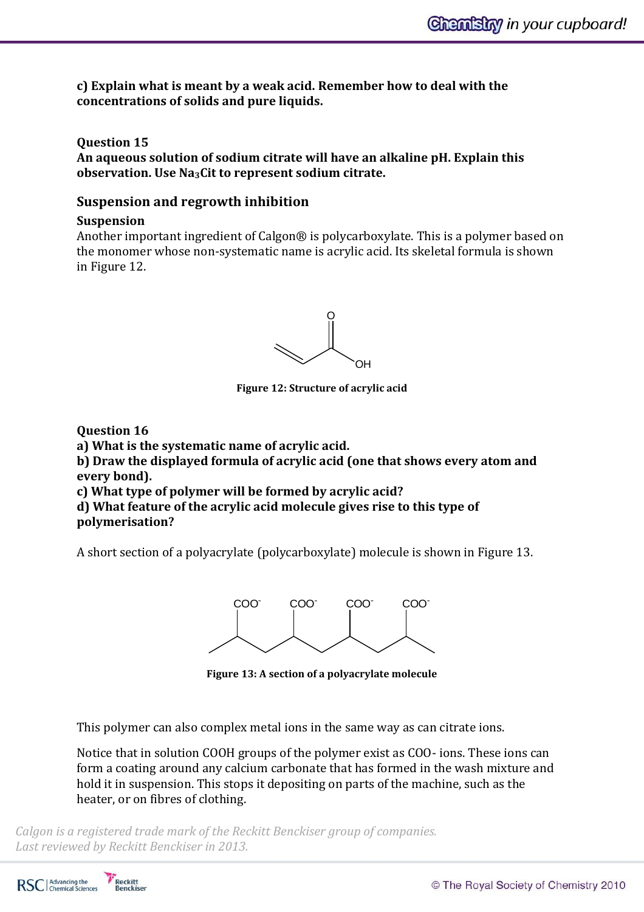**c) Explain what is meant by a weak acid. Remember how to deal with the concentrations of solids and pure liquids.**

**Question 15**

**An aqueous solution of sodium citrate will have an alkaline pH. Explain this observation. Use $Na_3Cit$ to represent sodium citrate.**

## Suspension and regrowth inhibition

### Suspension

Another important ingredient of Calgon® is polycarboxylate. This is a polymer based on the monomer whose non-systematic name is acrylic acid. Its skeletal formula is shown in Figure 12.

**Figure 12: Structure of acrylic acid**

**Question 16**

**a) What is the systematic name of acrylic acid.**

**b) Draw the displayed formula of acrylic acid (one that shows every atom and every bond).**

**c) What type of polymer will be formed by acrylic acid?**

**d) What feature of the acrylic acid molecule gives rise to this type of polymerisation?**

A short section of a polyacrylate (polycarboxylate) molecule is shown in Figure 13.

**Figure 13: A section of a polyacrylate molecule**

This polymer can also complex metal ions in the same way as can citrate ions.

Notice that in solution COOH groups of the polymer exist as $COO^-$ ions. These ions can form a coating around any calcium carbonate that has formed in the wash mixture and hold it in suspension. This stops it depositing on parts of the machine, such as the heater, or on fibres of clothing.

*Calgon is a registered trade mark of the Reckitt Benckiser group of companies.*
*Last reviewed by Reckitt Benckiser in 2013.*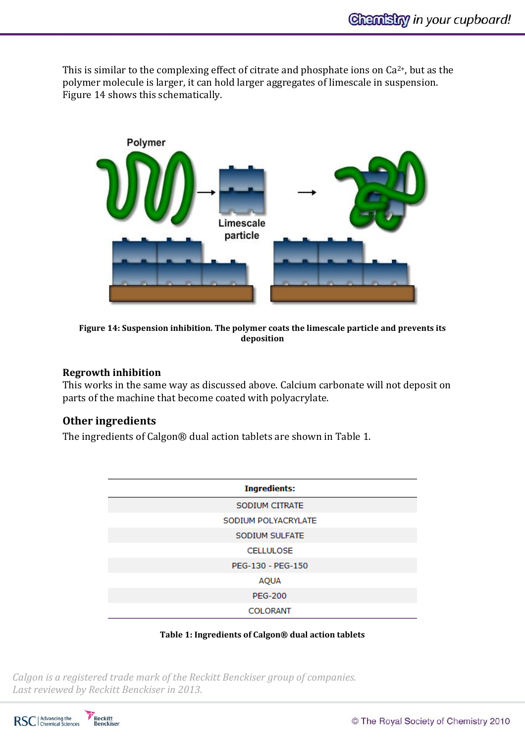This is similar to the complexing effect of citrate and phosphate ions on $Ca^{2+}$, but as the polymer molecule is larger, it can hold larger aggregates of limescale in suspension. Figure 14 shows this schematically.

**Figure 14: Suspension inhibition. The polymer coats the limescale particle and prevents its deposition**

### Regrowth inhibition

This works in the same way as discussed above. Calcium carbonate will not deposit on parts of the machine that become coated with polyacrylate.

## Other ingredients

The ingredients of Calgon® dual action tablets are shown in Table 1.

| Ingredients: |
|---|
| SODIUM CITRATE |
| SODIUM POLYACRYLATE |
| SODIUM SULFATE |
| CELLULOSE |
| PEG-130 - PEG-150 |
| AQUA |
| PEG-200 |
| COLORANT |

**Table 1: Ingredients of Calgon® dual action tablets**

*Calgon is a registered trade mark of the Reckitt Benckiser group of companies.*
*Last reviewed by Reckitt Benckiser in 2013.*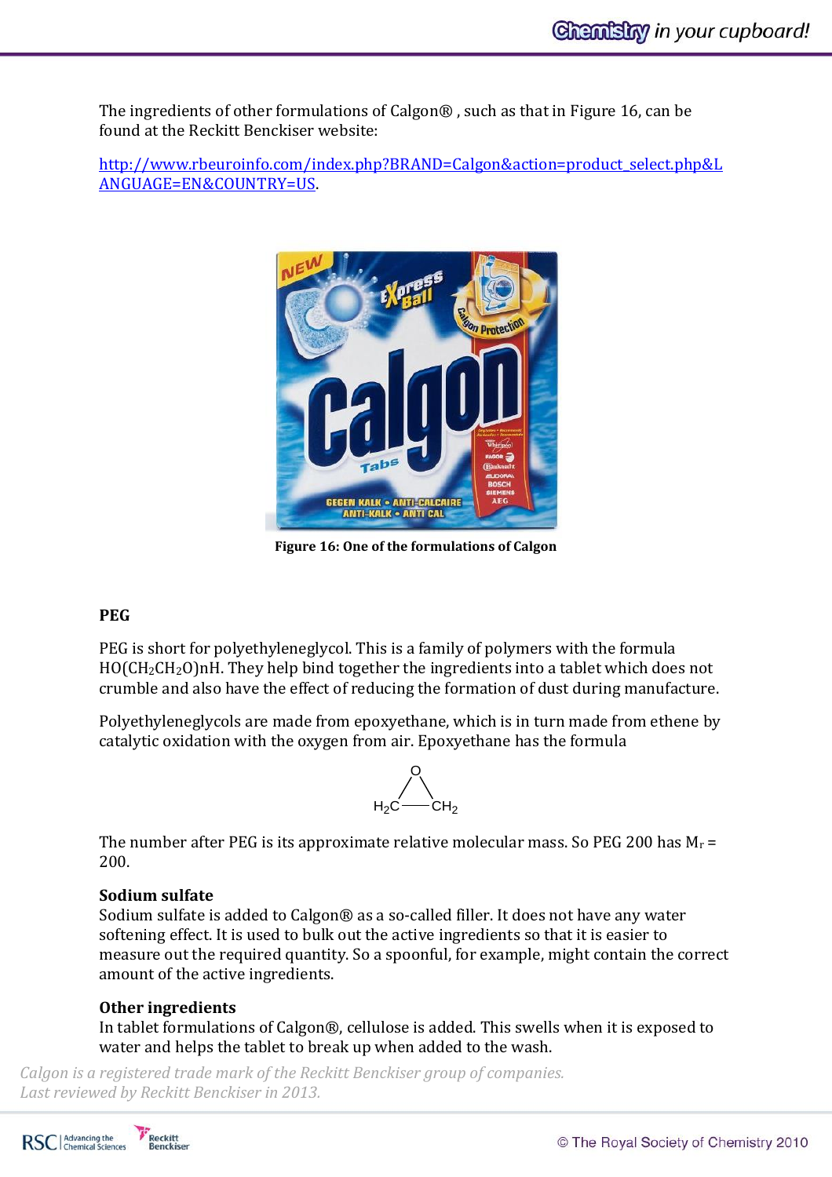The ingredients of other formulations of Calgon® , such as that in Figure 16, can be found at the Reckitt Benckiser website:

http://www.rbeuroinfo.com/index.php?BRAND=Calgon&action=product_select.php&LANGUAGE=EN&COUNTRY=US.

**Figure 16: One of the formulations of Calgon**

**PEG**

PEG is short for polyethyleneglycol. This is a family of polymers with the formula $HO(CH_2CH_2O)nH$. They help bind together the ingredients into a tablet which does not crumble and also have the effect of reducing the formation of dust during manufacture.

Polyethyleneglycols are made from epoxyethane, which is in turn made from ethene by catalytic oxidation with the oxygen from air. Epoxyethane has the formula

The number after PEG is its approximate relative molecular mass. So PEG 200 has $M_r$ = 200.

**Sodium sulfate**

Sodium sulfate is added to Calgon® as a so-called filler. It does not have any water softening effect. It is used to bulk out the active ingredients so that it is easier to measure out the required quantity. So a spoonful, for example, might contain the correct amount of the active ingredients.

**Other ingredients**

In tablet formulations of Calgon®, cellulose is added. This swells when it is exposed to water and helps the tablet to break up when added to the wash.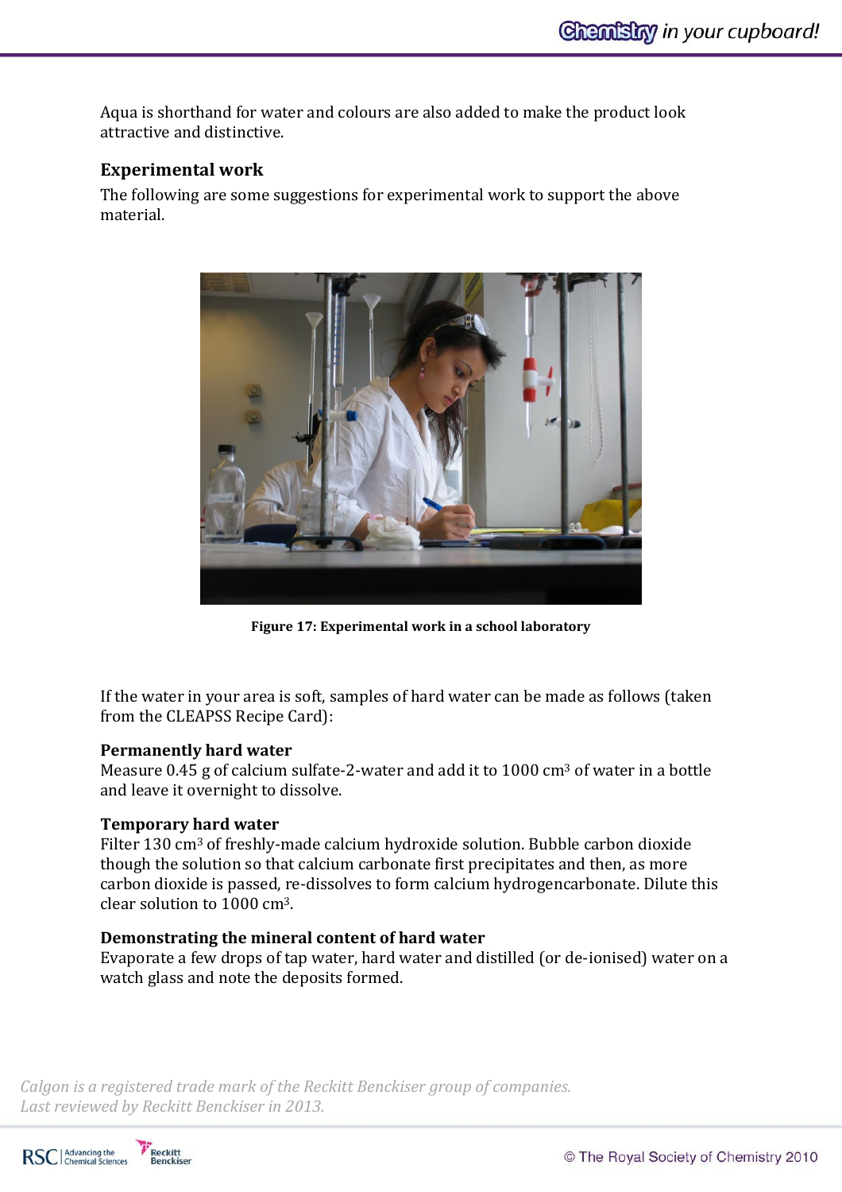Aqua is shorthand for water and colours are also added to make the product look attractive and distinctive.

## Experimental work

The following are some suggestions for experimental work to support the above material.

**Figure 17: Experimental work in a school laboratory**

If the water in your area is soft, samples of hard water can be made as follows (taken from the CLEAPSS Recipe Card):

### Permanently hard water

Measure 0.45 g of calcium sulfate-2-water and add it to 1000 $cm^3$ of water in a bottle and leave it overnight to dissolve.

### Temporary hard water

Filter 130 $cm^3$ of freshly-made calcium hydroxide solution. Bubble carbon dioxide though the solution so that calcium carbonate first precipitates and then, as more carbon dioxide is passed, re-dissolves to form calcium hydrogencarbonate. Dilute this clear solution to 1000 $cm^3$.

### Demonstrating the mineral content of hard water

Evaporate a few drops of tap water, hard water and distilled (or de-ionised) water on a watch glass and note the deposits formed.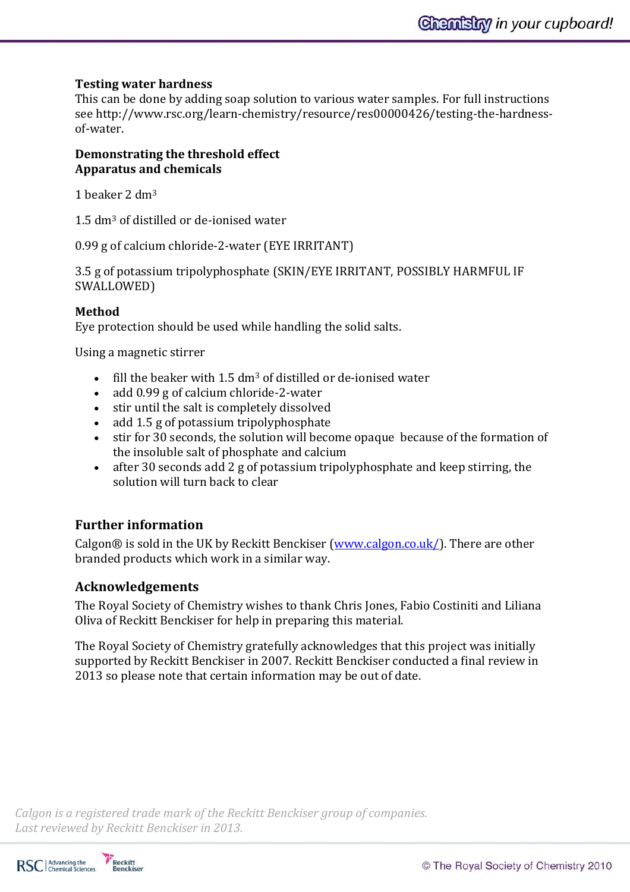**Testing water hardness**

This can be done by adding soap solution to various water samples. For full instructions see http://www.rsc.org/learn-chemistry/resource/res00000426/testing-the-hardness-of-water.

**Demonstrating the threshold effect**

**Apparatus and chemicals**

1 beaker 2 $dm^3$

1.5 $dm^3$ of distilled or de-ionised water

0.99 g of calcium chloride-2-water (EYE IRRITANT)

3.5 g of potassium tripolyphosphate (SKIN/EYE IRRITANT, POSSIBLY HARMFUL IF SWALLOWED)

**Method**

Eye protection should be used while handling the solid salts.

Using a magnetic stirrer

- fill the beaker with 1.5 $dm^3$ of distilled or de-ionised water
- add 0.99 g of calcium chloride-2-water
- stir until the salt is completely dissolved
- add 1.5 g of potassium tripolyphosphate
- stir for 30 seconds, the solution will become opaque because of the formation of the insoluble salt of phosphate and calcium
- after 30 seconds add 2 g of potassium tripolyphosphate and keep stirring, the solution will turn back to clear

## Further information

Calgon® is sold in the UK by Reckitt Benckiser (www.calgon.co.uk/). There are other branded products which work in a similar way.

## Acknowledgements

The Royal Society of Chemistry wishes to thank Chris Jones, Fabio Costiniti and Liliana Oliva of Reckitt Benckiser for help in preparing this material.

The Royal Society of Chemistry gratefully acknowledges that this project was initially supported by Reckitt Benckiser in 2007. Reckitt Benckiser conducted a final review in 2013 so please note that certain information may be out of date.

*Calgon is a registered trade mark of the Reckitt Benckiser group of companies.*
*Last reviewed by Reckitt Benckiser in 2013.*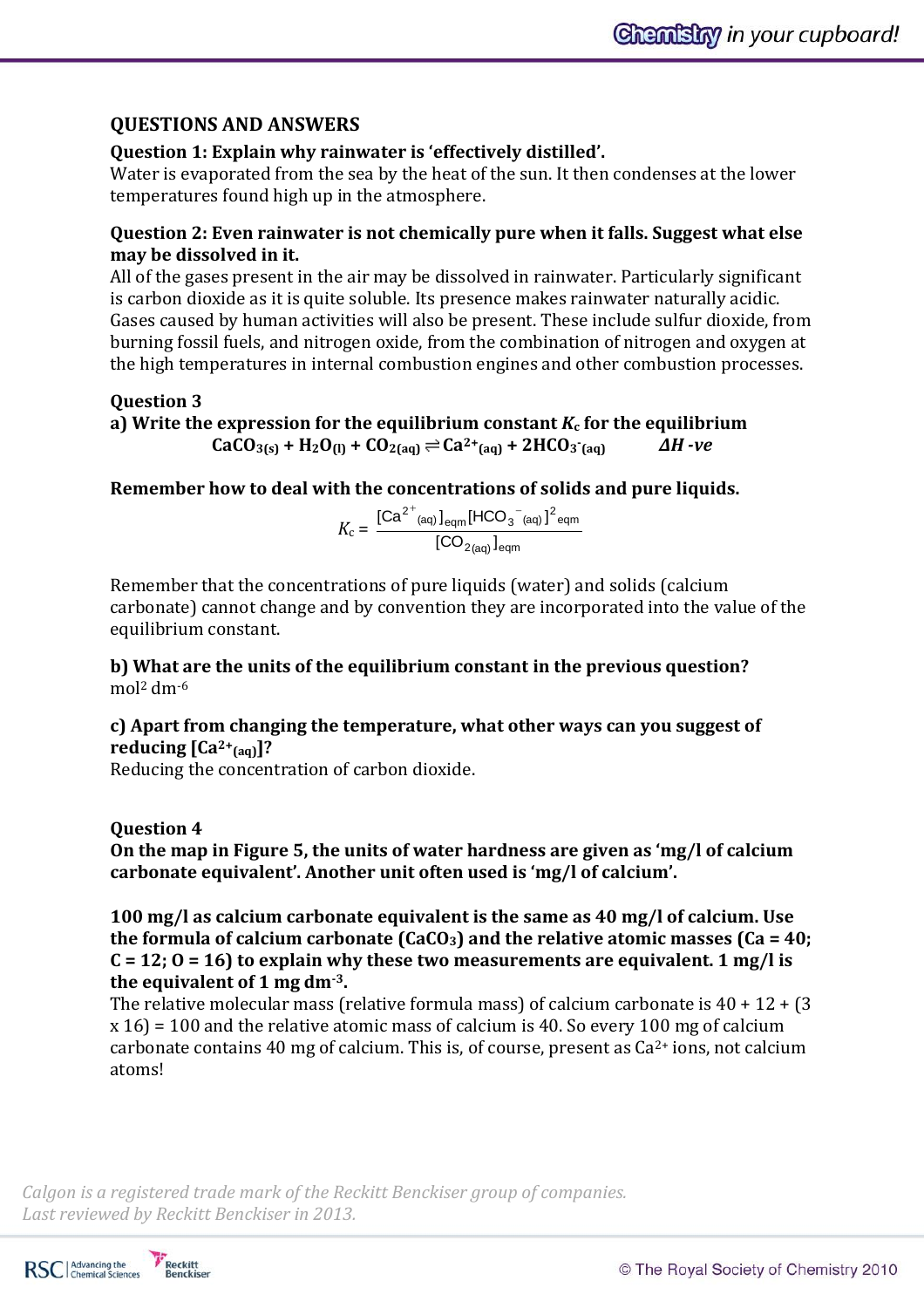## QUESTIONS AND ANSWERS

**Question 1: Explain why rainwater is 'effectively distilled'.**

Water is evaporated from the sea by the heat of the sun. It then condenses at the lower temperatures found high up in the atmosphere.

**Question 2: Even rainwater is not chemically pure when it falls. Suggest what else may be dissolved in it.**

All of the gases present in the air may be dissolved in rainwater. Particularly significant is carbon dioxide as it is quite soluble. Its presence makes rainwater naturally acidic. Gases caused by human activities will also be present. These include sulfur dioxide, from burning fossil fuels, and nitrogen oxide, from the combination of nitrogen and oxygen at the high temperatures in internal combustion engines and other combustion processes.

**Question 3**

**a) Write the expression for the equilibrium constant $K_c$ for the equilibrium**

$$CaCO_{3(s)} + H_2O_{(l)} + CO_{2(aq)} \rightleftharpoons Ca^{2+}_{(aq)} + 2HCO_3^{-}{}_{(aq)} \qquad \Delta H \text{ -ve}$$

**Remember how to deal with the concentrations of solids and pure liquids.**

$$K_c = \frac{[Ca^{2+}{}_{(aq)}]_{eqm}[HCO_3^{-}{}_{(aq)}]^2_{eqm}}{[CO_{2(aq)}]_{eqm}}$$

Remember that the concentrations of pure liquids (water) and solids (calcium carbonate) cannot change and by convention they are incorporated into the value of the equilibrium constant.

**b) What are the units of the equilibrium constant in the previous question?**

$mol^2\ dm^{-6}$

**c) Apart from changing the temperature, what other ways can you suggest of reducing $[Ca^{2+}{}_{(aq)}]$?**

Reducing the concentration of carbon dioxide.

**Question 4**

**On the map in Figure 5, the units of water hardness are given as 'mg/l of calcium carbonate equivalent'. Another unit often used is 'mg/l of calcium'.**

**100 mg/l as calcium carbonate equivalent is the same as 40 mg/l of calcium. Use the formula of calcium carbonate ($CaCO_3$) and the relative atomic masses (Ca = 40; C = 12; O = 16) to explain why these two measurements are equivalent. 1 mg/l is the equivalent of 1 mg $dm^{-3}$.**

The relative molecular mass (relative formula mass) of calcium carbonate is 40 + 12 + (3 x 16) = 100 and the relative atomic mass of calcium is 40. So every 100 mg of calcium carbonate contains 40 mg of calcium. This is, of course, present as $Ca^{2+}$ ions, not calcium atoms!

*Calgon is a registered trade mark of the Reckitt Benckiser group of companies.*
*Last reviewed by Reckitt Benckiser in 2013.*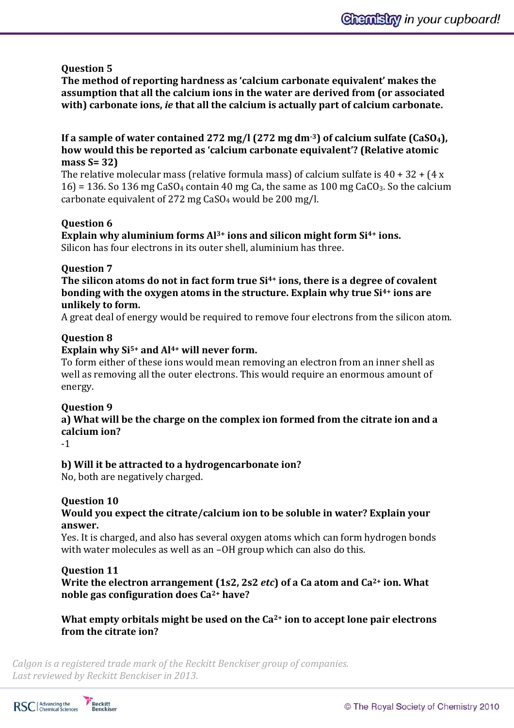**Question 5**

**The method of reporting hardness as 'calcium carbonate equivalent' makes the assumption that all the calcium ions in the water are derived from (or associated with) carbonate ions, *ie* that all the calcium is actually part of calcium carbonate.**

**If a sample of water contained 272 mg/l (272 mg dm$^{-3}$) of calcium sulfate ($CaSO_4$), how would this be reported as 'calcium carbonate equivalent'? (Relative atomic mass S= 32)**

The relative molecular mass (relative formula mass) of calcium sulfate is 40 + 32 + (4 x 16) = 136. So 136 mg $CaSO_4$ contain 40 mg Ca, the same as 100 mg $CaCO_3$. So the calcium carbonate equivalent of 272 mg $CaSO_4$ would be 200 mg/l.

**Question 6**

**Explain why aluminium forms $Al^{3+}$ ions and silicon might form $Si^{4+}$ ions.**

Silicon has four electrons in its outer shell, aluminium has three.

**Question 7**

**The silicon atoms do not in fact form true $Si^{4+}$ ions, there is a degree of covalent bonding with the oxygen atoms in the structure. Explain why true $Si^{4+}$ ions are unlikely to form.**

A great deal of energy would be required to remove four electrons from the silicon atom.

**Question 8**

**Explain why $Si^{5+}$ and $Al^{4+}$ will never form.**

To form either of these ions would mean removing an electron from an inner shell as well as removing all the outer electrons. This would require an enormous amount of energy.

**Question 9**

**a) What will be the charge on the complex ion formed from the citrate ion and a calcium ion?**

-1

**b) Will it be attracted to a hydrogencarbonate ion?**

No, both are negatively charged.

**Question 10**

**Would you expect the citrate/calcium ion to be soluble in water? Explain your answer.**

Yes. It is charged, and also has several oxygen atoms which can form hydrogen bonds with water molecules as well as an –OH group which can also do this.

**Question 11**

**Write the electron arrangement (1s2, 2s2 *etc*) of a Ca atom and $Ca^{2+}$ ion. What noble gas configuration does $Ca^{2+}$ have?**

**What empty orbitals might be used on the $Ca^{2+}$ ion to accept lone pair electrons from the citrate ion?**

*Calgon is a registered trade mark of the Reckitt Benckiser group of companies. Last reviewed by Reckitt Benckiser in 2013.*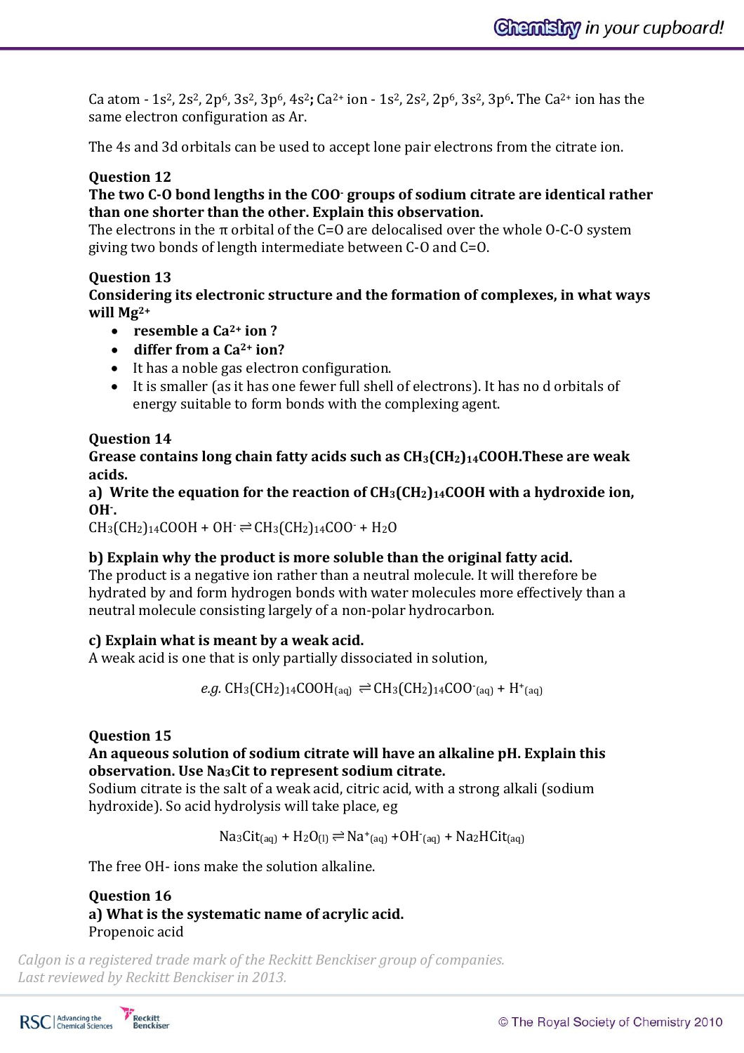Ca atom - $1s^2, 2s^2, 2p^6, 3s^2, 3p^6, 4s^2$**;** $Ca^{2+}$ ion - $1s^2, 2s^2, 2p^6, 3s^2, 3p^6$**.** The $Ca^{2+}$ ion has the same electron configuration as Ar.

The 4s and 3d orbitals can be used to accept lone pair electrons from the citrate ion.

**Question 12**

**The two C-O bond lengths in the $COO^-$ groups of sodium citrate are identical rather than one shorter than the other. Explain this observation.**

The electrons in the π orbital of the C=O are delocalised over the whole O-C-O system giving two bonds of length intermediate between C-O and C=O.

**Question 13**

**Considering its electronic structure and the formation of complexes, in what ways will $Mg^{2+}$**

- **resemble a $Ca^{2+}$ ion ?**
- **differ from a $Ca^{2+}$ ion?**

- It has a noble gas electron configuration.
- It is smaller (as it has one fewer full shell of electrons). It has no d orbitals of energy suitable to form bonds with the complexing agent.

**Question 14**

**Grease contains long chain fatty acids such as $CH_3(CH_2)_{14}COOH$.These are weak acids.**

**a) Write the equation for the reaction of $CH_3(CH_2)_{14}COOH$ with a hydroxide ion, $OH^-$.**

$CH_3(CH_2)_{14}COOH + OH^- \rightleftharpoons CH_3(CH_2)_{14}COO^- + H_2O$

**b) Explain why the product is more soluble than the original fatty acid.**

The product is a negative ion rather than a neutral molecule. It will therefore be hydrated by and form hydrogen bonds with water molecules more effectively than a neutral molecule consisting largely of a non-polar hydrocarbon.

**c) Explain what is meant by a weak acid.**

A weak acid is one that is only partially dissociated in solution,

$$e.g.\ CH_3(CH_2)_{14}COOH_{(aq)} \rightleftharpoons CH_3(CH_2)_{14}COO^-_{(aq)} + H^+_{(aq)}$$

**Question 15**

**An aqueous solution of sodium citrate will have an alkaline pH. Explain this observation. Use $Na_3Cit$ to represent sodium citrate.**

Sodium citrate is the salt of a weak acid, citric acid, with a strong alkali (sodium hydroxide). So acid hydrolysis will take place, eg

$$Na_3Cit_{(aq)} + H_2O_{(l)} \rightleftharpoons Na^+_{(aq)} + OH^-_{(aq)} + Na_2HCit_{(aq)}$$

The free OH- ions make the solution alkaline.

**Question 16**

**a) What is the systematic name of acrylic acid.**

Propenoic acid

*Calgon is a registered trade mark of the Reckitt Benckiser group of companies.*
*Last reviewed by Reckitt Benckiser in 2013.*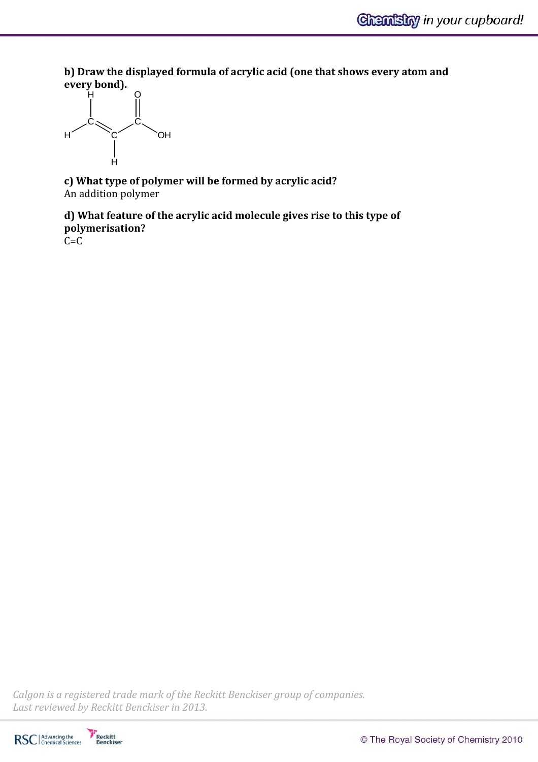**b) Draw the displayed formula of acrylic acid (one that shows every atom and every bond).**

H
O
C
C
H
C
OH
H

**c) What type of polymer will be formed by acrylic acid?**
An addition polymer

**d) What feature of the acrylic acid molecule gives rise to this type of polymerisation?**
C=C

*Calgon is a registered trade mark of the Reckitt Benckiser group of companies.*
*Last reviewed by Reckitt Benckiser in 2013.*